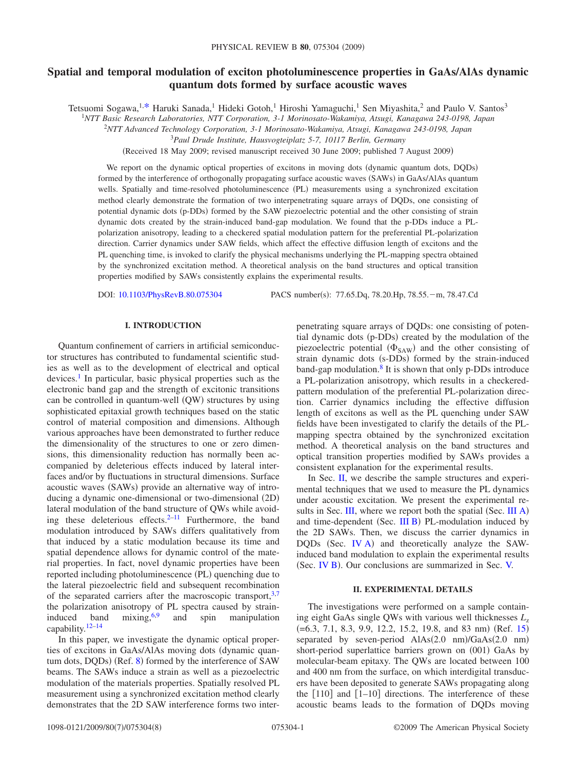# Spatial and temporal modulation of exciton photoluminescence properties in GaAs/AlAs dynamic quantum dots formed by surface acoustic waves

Tetsuomi Sogawa,[1,*] Haruki Sanada,[1] Hideki Gotoh,[1] Hiroshi Yamaguchi,[1] Sen Miyashita,[2] and Paulo V. Santos[3]

[1]*NTT Basic Research Laboratories, NTT Corporation, 3-1 Morinosato-Wakamiya, Atsugi, Kanagawa 243-0198, Japan*

[2]*NTT Advanced Technology Corporation, 3-1 Morinosato-Wakamiya, Atsugi, Kanagawa 243-0198, Japan*

[3]*Paul Drude Institute, Hausvogteiplatz 5-7, 10117 Berlin, Germany*

(Received 18 May 2009; revised manuscript received 30 June 2009; published 7 August 2009)

We report on the dynamic optical properties of excitons in moving dots (dynamic quantum dots, DQDs) formed by the interference of orthogonally propagating surface acoustic waves (SAWs) in GaAs/AlAs quantum wells. Spatially and time-resolved photoluminescence (PL) measurements using a synchronized excitation method clearly demonstrate the formation of two interpenetrating square arrays of DQDs, one consisting of potential dynamic dots (p-DDs) formed by the SAW piezoelectric potential and the other consisting of strain dynamic dots created by the strain-induced band-gap modulation. We found that the p-DDs induce a PL-polarization anisotropy, leading to a checkered spatial modulation pattern for the preferential PL-polarization direction. Carrier dynamics under SAW fields, which affect the effective diffusion length of excitons and the PL quenching time, is invoked to clarify the physical mechanisms underlying the PL-mapping spectra obtained by the synchronized excitation method. A theoretical analysis on the band structures and optical transition properties modified by SAWs consistently explains the experimental results.

DOI: 10.1103/PhysRevB.80.075304 PACS number(s): 77.65.Dq, 78.20.Hp, 78.55.−m, 78.47.Cd

## I. INTRODUCTION

Quantum confinement of carriers in artificial semiconductor structures has contributed to fundamental scientific studies as well as to the development of electrical and optical devices.[1] In particular, basic physical properties such as the electronic band gap and the strength of excitonic transitions can be controlled in quantum-well (QW) structures by using sophisticated epitaxial growth techniques based on the static control of material composition and dimensions. Although various approaches have been demonstrated to further reduce the dimensionality of the structures to one or zero dimensions, this dimensionality reduction has normally been accompanied by deleterious effects induced by lateral interfaces and/or by fluctuations in structural dimensions. Surface acoustic waves (SAWs) provide an alternative way of introducing a dynamic one-dimensional or two-dimensional (2D) lateral modulation of the band structure of QWs while avoiding these deleterious effects.[2–11] Furthermore, the band modulation introduced by SAWs differs qualitatively from that induced by a static modulation because its time and spatial dependence allows for dynamic control of the material properties. In fact, novel dynamic properties have been reported including photoluminescence (PL) quenching due to the lateral piezoelectric field and subsequent recombination of the separated carriers after the macroscopic transport,[3,7] the polarization anisotropy of PL spectra caused by strain-induced band mixing,[6,9] and spin manipulation capability.[12–14]

In this paper, we investigate the dynamic optical properties of excitons in GaAs/AlAs moving dots (dynamic quantum dots, DQDs) (Ref. 8) formed by the interference of SAW beams. The SAWs induce a strain as well as a piezoelectric modulation of the materials properties. Spatially resolved PL measurement using a synchronized excitation method clearly demonstrates that the 2D SAW interference forms two interpenetrating square arrays of DQDs: one consisting of potential dynamic dots (p-DDs) created by the modulation of the piezoelectric potential ($\Phi_{SAW}$) and the other consisting of strain dynamic dots (s-DDs) formed by the strain-induced band-gap modulation.[8] It is shown that only p-DDs introduce a PL-polarization anisotropy, which results in a checkered-pattern modulation of the preferential PL-polarization direction. Carrier dynamics including the effective diffusion length of excitons as well as the PL quenching under SAW fields have been investigated to clarify the details of the PL-mapping spectra obtained by the synchronized excitation method. A theoretical analysis on the band structures and optical transition properties modified by SAWs provides a consistent explanation for the experimental results.

In Sec. II, we describe the sample structures and experimental techniques that we used to measure the PL dynamics under acoustic excitation. We present the experimental results in Sec. III, where we report both the spatial (Sec. III A) and time-dependent (Sec. III B) PL-modulation induced by the 2D SAWs. Then, we discuss the carrier dynamics in DQDs (Sec. IV A) and theoretically analyze the SAW-induced band modulation to explain the experimental results (Sec. IV B). Our conclusions are summarized in Sec. V.

## II. EXPERIMENTAL DETAILS

The investigations were performed on a sample containing eight GaAs single QWs with various well thicknesses $L_z$ (=6.3, 7.1, 8.3, 9.9, 12.2, 15.2, 19.8, and 83 nm) (Ref. 15) separated by seven-period AlAs(2.0 nm)/GaAs(2.0 nm) short-period superlattice barriers grown on (001) GaAs by molecular-beam epitaxy. The QWs are located between 100 and 400 nm from the surface, on which interdigital transducers have been deposited to generate SAWs propagating along the [110] and [1–10] directions. The interference of these acoustic beams leads to the formation of DQDs moving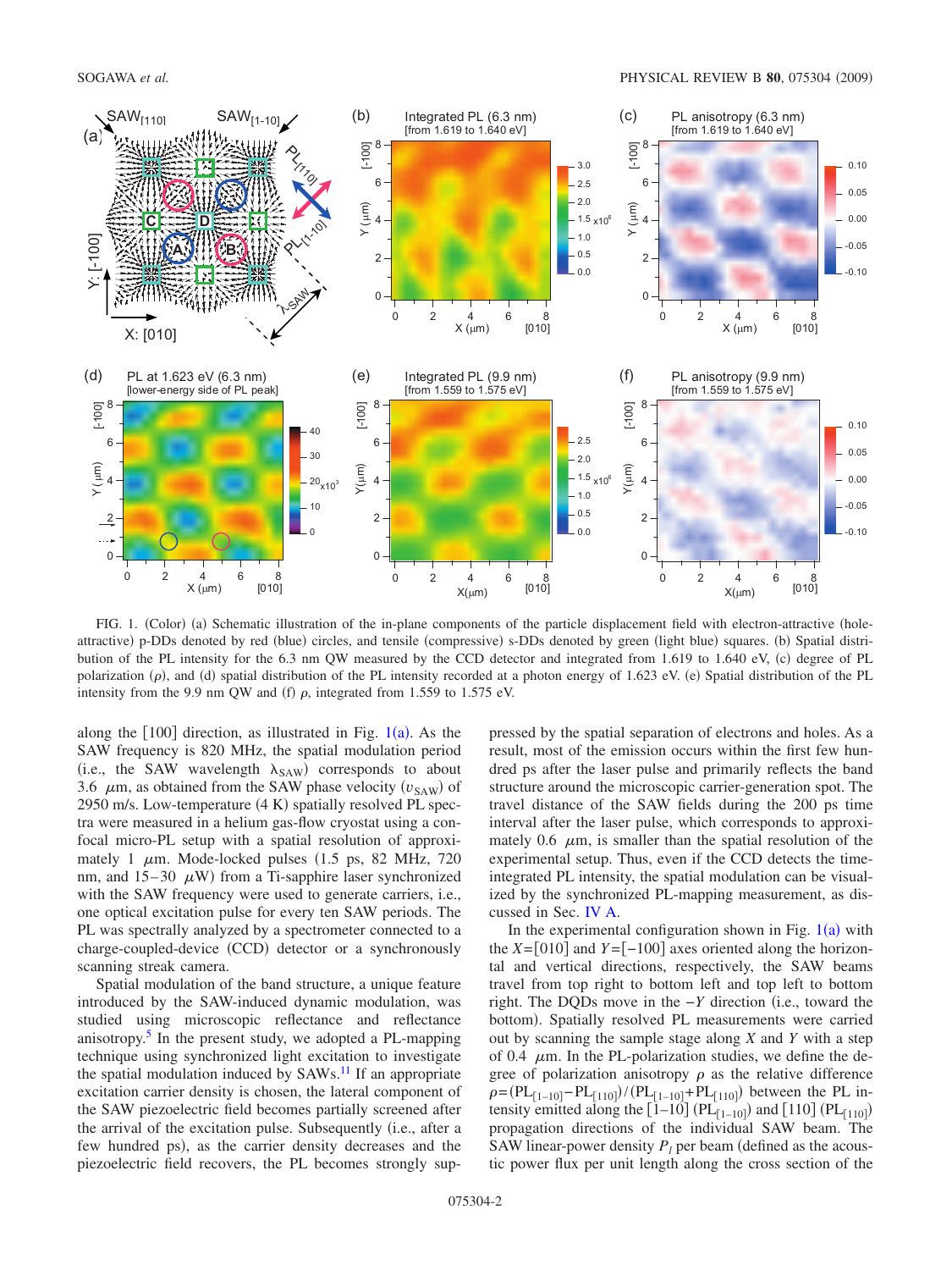FIG. 1. (Color) (a) Schematic illustration of the in-plane components of the particle displacement field with electron-attractive (hole-attractive) p-DDs denoted by red (blue) circles, and tensile (compressive) s-DDs denoted by green (light blue) squares. (b) Spatial distribution of the PL intensity for the 6.3 nm QW measured by the CCD detector and integrated from 1.619 to 1.640 eV, (c) degree of PL polarization ($\rho$), and (d) spatial distribution of the PL intensity recorded at a photon energy of 1.623 eV. (e) Spatial distribution of the PL intensity from the 9.9 nm QW and (f) $\rho$, integrated from 1.559 to 1.575 eV.

along the [100] direction, as illustrated in Fig. 1(a). As the SAW frequency is 820 MHz, the spatial modulation period (i.e., the SAW wavelength $\lambda_{SAW}$) corresponds to about 3.6 $\mu$m, as obtained from the SAW phase velocity ($v_{SAW}$) of 2950 m/s. Low-temperature (4 K) spatially resolved PL spectra were measured in a helium gas-flow cryostat using a confocal micro-PL setup with a spatial resolution of approximately 1 $\mu$m. Mode-locked pulses (1.5 ps, 82 MHz, 720 nm, and 15–30 $\mu$W) from a Ti-sapphire laser synchronized with the SAW frequency were used to generate carriers, i.e., one optical excitation pulse for every ten SAW periods. The PL was spectrally analyzed by a spectrometer connected to a charge-coupled-device (CCD) detector or a synchronously scanning streak camera.

Spatial modulation of the band structure, a unique feature introduced by the SAW-induced dynamic modulation, was studied using microscopic reflectance and reflectance anisotropy.[5] In the present study, we adopted a PL-mapping technique using synchronized light excitation to investigate the spatial modulation induced by SAWs.[11] If an appropriate excitation carrier density is chosen, the lateral component of the SAW piezoelectric field becomes partially screened after the arrival of the excitation pulse. Subsequently (i.e., after a few hundred ps), as the carrier density decreases and the piezoelectric field recovers, the PL becomes strongly suppressed by the spatial separation of electrons and holes. As a result, most of the emission occurs within the first few hundred ps after the laser pulse and primarily reflects the band structure around the microscopic carrier-generation spot. The travel distance of the SAW fields during the 200 ps time interval after the laser pulse, which corresponds to approximately 0.6 $\mu$m, is smaller than the spatial resolution of the experimental setup. Thus, even if the CCD detects the time-integrated PL intensity, the spatial modulation can be visualized by the synchronized PL-mapping measurement, as discussed in Sec. IV A.

In the experimental configuration shown in Fig. 1(a) with the $X=[010]$ and $Y=[-100]$ axes oriented along the horizontal and vertical directions, respectively, the SAW beams travel from top right to bottom left and top left to bottom right. The DQDs move in the $-Y$ direction (i.e., toward the bottom). Spatially resolved PL measurements were carried out by scanning the sample stage along $X$ and $Y$ with a step of 0.4 $\mu$m. In the PL-polarization studies, we define the degree of polarization anisotropy $\rho$ as the relative difference $\rho=(PL_{[1-10]}-PL_{[110]})/(PL_{[1-10]}+PL_{[110]})$ between the PL intensity emitted along the [1–10] ($PL_{[1-10]}$) and [110] ($PL_{[110]}$) propagation directions of the individual SAW beam. The SAW linear-power density $P_l$ per beam (defined as the acoustic power flux per unit length along the cross section of the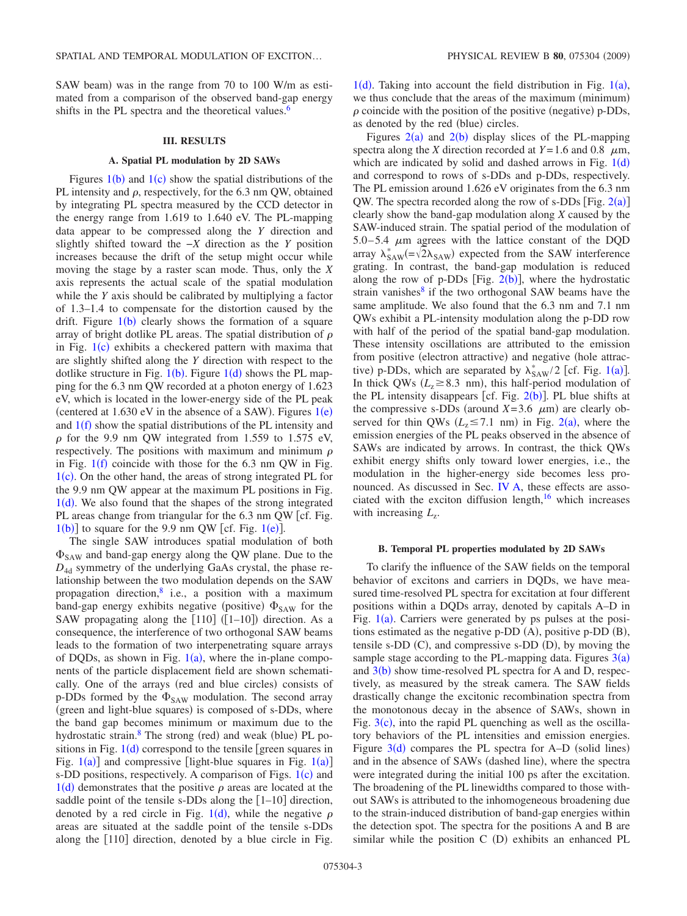SAW beam) was in the range from 70 to 100 W/m as estimated from a comparison of the observed band-gap energy shifts in the PL spectra and the theoretical values.[6]

## III. RESULTS

### A. Spatial PL modulation by 2D SAWs

Figures 1(b) and 1(c) show the spatial distributions of the PL intensity and $\rho$, respectively, for the 6.3 nm QW, obtained by integrating PL spectra measured by the CCD detector in the energy range from 1.619 to 1.640 eV. The PL-mapping data appear to be compressed along the $Y$ direction and slightly shifted toward the $-X$ direction as the $Y$ position increases because the drift of the setup might occur while moving the stage by a raster scan mode. Thus, only the $X$ axis represents the actual scale of the spatial modulation while the $Y$ axis should be calibrated by multiplying a factor of 1.3–1.4 to compensate for the distortion caused by the drift. Figure 1(b) clearly shows the formation of a square array of bright dotlike PL areas. The spatial distribution of $\rho$ in Fig. 1(c) exhibits a checkered pattern with maxima that are slightly shifted along the $Y$ direction with respect to the dotlike structure in Fig. 1(b). Figure 1(d) shows the PL mapping for the 6.3 nm QW recorded at a photon energy of 1.623 eV, which is located in the lower-energy side of the PL peak (centered at 1.630 eV in the absence of a SAW). Figures 1(e) and 1(f) show the spatial distributions of the PL intensity and $\rho$ for the 9.9 nm QW integrated from 1.559 to 1.575 eV, respectively. The positions with maximum and minimum $\rho$ in Fig. 1(f) coincide with those for the 6.3 nm QW in Fig. 1(c). On the other hand, the areas of strong integrated PL for the 9.9 nm QW appear at the maximum PL positions in Fig. 1(d). We also found that the shapes of the strong integrated PL areas change from triangular for the 6.3 nm QW [cf. Fig. 1(b)] to square for the 9.9 nm QW [cf. Fig. 1(e)].

The single SAW introduces spatial modulation of both $\Phi_{\mathrm{SAW}}$ and band-gap energy along the QW plane. Due to the $D_{4d}$ symmetry of the underlying GaAs crystal, the phase relationship between the two modulation depends on the SAW propagation direction,[8] i.e., a position with a maximum band-gap energy exhibits negative (positive) $\Phi_{\mathrm{SAW}}$ for the SAW propagating along the [110] ([1–10]) direction. As a consequence, the interference of two orthogonal SAW beams leads to the formation of two interpenetrating square arrays of DQDs, as shown in Fig. 1(a), where the in-plane components of the particle displacement field are shown schematically. One of the arrays (red and blue circles) consists of p-DDs formed by the $\Phi_{\mathrm{SAW}}$ modulation. The second array (green and light-blue squares) is composed of s-DDs, where the band gap becomes minimum or maximum due to the hydrostatic strain.[8] The strong (red) and weak (blue) PL positions in Fig. 1(d) correspond to the tensile [green squares in Fig. 1(a)] and compressive [light-blue squares in Fig. 1(a)] s-DD positions, respectively. A comparison of Figs. 1(c) and 1(d) demonstrates that the positive $\rho$ areas are located at the saddle point of the tensile s-DDs along the [1–10] direction, denoted by a red circle in Fig. 1(d), while the negative $\rho$ areas are situated at the saddle point of the tensile s-DDs along the [110] direction, denoted by a blue circle in Fig. 1(d). Taking into account the field distribution in Fig. 1(a), we thus conclude that the areas of the maximum (minimum) $\rho$ coincide with the position of the positive (negative) p-DDs, as denoted by the red (blue) circles.

Figures 2(a) and 2(b) display slices of the PL-mapping spectra along the $X$ direction recorded at $Y=1.6$ and 0.8 $\mu$m, which are indicated by solid and dashed arrows in Fig. 1(d) and correspond to rows of s-DDs and p-DDs, respectively. The PL emission around 1.626 eV originates from the 6.3 nm QW. The spectra recorded along the row of s-DDs [Fig. 2(a)] clearly show the band-gap modulation along $X$ caused by the SAW-induced strain. The spatial period of the modulation of 5.0–5.4 $\mu$m agrees with the lattice constant of the DQD array $\lambda^{*}_{\mathrm{SAW}}(=\sqrt{2}\lambda_{\mathrm{SAW}})$ expected from the SAW interference grating. In contrast, the band-gap modulation is reduced along the row of p-DDs [Fig. 2(b)], where the hydrostatic strain vanishes[8] if the two orthogonal SAW beams have the same amplitude. We also found that the 6.3 nm and 7.1 nm QWs exhibit a PL-intensity modulation along the p-DD row with half of the period of the spatial band-gap modulation. These intensity oscillations are attributed to the emission from positive (electron attractive) and negative (hole attractive) p-DDs, which are separated by $\lambda^{*}_{\mathrm{SAW}}/2$ [cf. Fig. 1(a)]. In thick QWs ($L_z \geq 8.3$ nm), this half-period modulation of the PL intensity disappears [cf. Fig. 2(b)]. PL blue shifts at the compressive s-DDs (around $X=3.6$ $\mu$m) are clearly observed for thin QWs ($L_z \leq 7.1$ nm) in Fig. 2(a), where the emission energies of the PL peaks observed in the absence of SAWs are indicated by arrows. In contrast, the thick QWs exhibit energy shifts only toward lower energies, i.e., the modulation in the higher-energy side becomes less pronounced. As discussed in Sec. IV A, these effects are associated with the exciton diffusion length,[16] which increases with increasing $L_z$.

### B. Temporal PL properties modulated by 2D SAWs

To clarify the influence of the SAW fields on the temporal behavior of excitons and carriers in DQDs, we have measured time-resolved PL spectra for excitation at four different positions within a DQDs array, denoted by capitals A–D in Fig. 1(a). Carriers were generated by ps pulses at the positions estimated as the negative p-DD (A), positive p-DD (B), tensile s-DD (C), and compressive s-DD (D), by moving the sample stage according to the PL-mapping data. Figures 3(a) and 3(b) show time-resolved PL spectra for A and D, respectively, as measured by the streak camera. The SAW fields drastically change the excitonic recombination spectra from the monotonous decay in the absence of SAWs, shown in Fig. 3(c), into the rapid PL quenching as well as the oscillatory behaviors of the PL intensities and emission energies. Figure 3(d) compares the PL spectra for A–D (solid lines) and in the absence of SAWs (dashed line), where the spectra were integrated during the initial 100 ps after the excitation. The broadening of the PL linewidths compared to those without SAWs is attributed to the inhomogeneous broadening due to the strain-induced distribution of band-gap energies within the detection spot. The spectra for the positions A and B are similar while the position C (D) exhibits an enhanced PL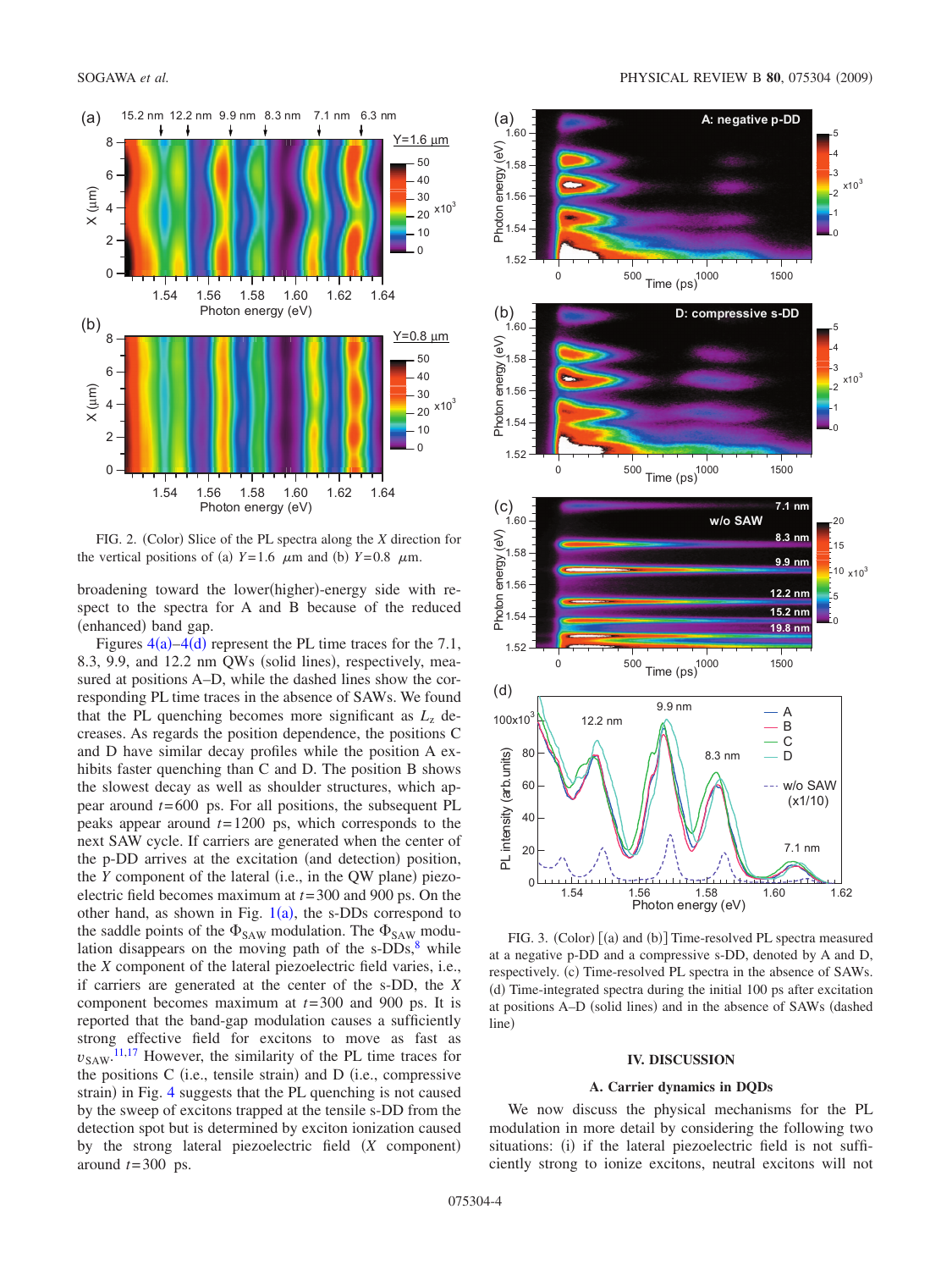FIG. 2. (Color) Slice of the PL spectra along the $X$ direction for the vertical positions of (a) $Y=1.6$ $\mu$m and (b) $Y=0.8$ $\mu$m.

broadening toward the lower(higher)-energy side with respect to the spectra for A and B because of the reduced (enhanced) band gap.

Figures 4(a)–4(d) represent the PL time traces for the 7.1, 8.3, 9.9, and 12.2 nm QWs (solid lines), respectively, measured at positions A–D, while the dashed lines show the corresponding PL time traces in the absence of SAWs. We found that the PL quenching becomes more significant as $L_z$ decreases. As regards the position dependence, the positions C and D have similar decay profiles while the position A exhibits faster quenching than C and D. The position B shows the slowest decay as well as shoulder structures, which appear around $t=600$ ps. For all positions, the subsequent PL peaks appear around $t=1200$ ps, which corresponds to the next SAW cycle. If carriers are generated when the center of the p-DD arrives at the excitation (and detection) position, the $Y$ component of the lateral (i.e., in the QW plane) piezoelectric field becomes maximum at $t=300$ and 900 ps. On the other hand, as shown in Fig. 1(a), the s-DDs correspond to the saddle points of the $\Phi_{\rm SAW}$ modulation. The $\Phi_{\rm SAW}$ modulation disappears on the moving path of the s-DDs,[8] while the $X$ component of the lateral piezoelectric field varies, i.e., if carriers are generated at the center of the s-DD, the $X$ component becomes maximum at $t=300$ and 900 ps. It is reported that the band-gap modulation causes a sufficiently strong effective field for excitons to move as fast as $v_{\rm SAW}$.[11,17] However, the similarity of the PL time traces for the positions C (i.e., tensile strain) and D (i.e., compressive strain) in Fig. 4 suggests that the PL quenching is not caused by the sweep of excitons trapped at the tensile s-DD from the detection spot but is determined by exciton ionization caused by the strong lateral piezoelectric field ($X$ component) around $t=300$ ps.

FIG. 3. (Color) [(a) and (b)] Time-resolved PL spectra measured at a negative p-DD and a compressive s-DD, denoted by A and D, respectively. (c) Time-resolved PL spectra in the absence of SAWs. (d) Time-integrated spectra during the initial 100 ps after excitation at positions A–D (solid lines) and in the absence of SAWs (dashed line)

## IV. DISCUSSION

### A. Carrier dynamics in DQDs

We now discuss the physical mechanisms for the PL modulation in more detail by considering the following two situations: (i) if the lateral piezoelectric field is not sufficiently strong to ionize excitons, neutral excitons will not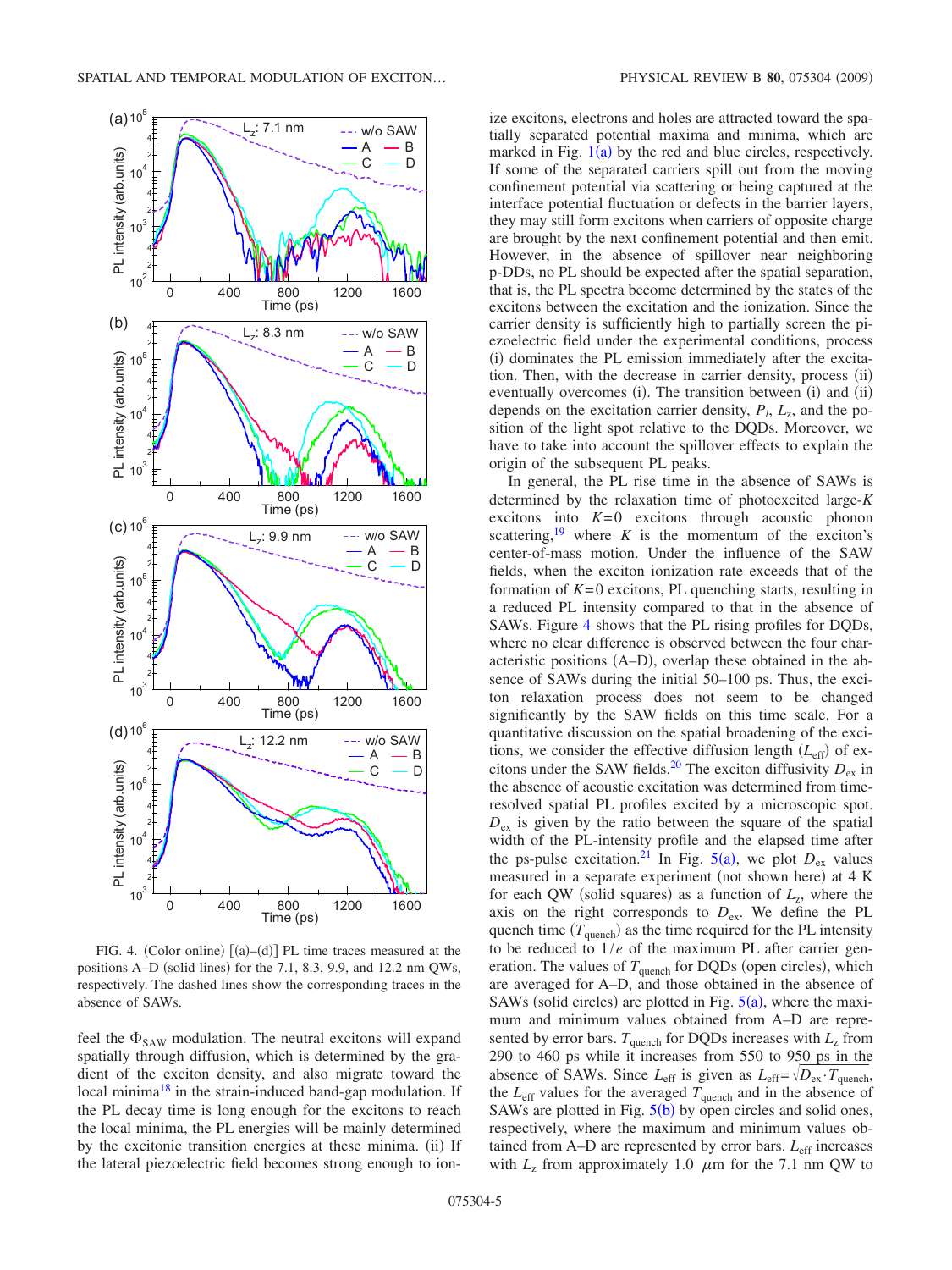FIG. 4. (Color online) [(a)–(d)] PL time traces measured at the positions A–D (solid lines) for the 7.1, 8.3, 9.9, and 12.2 nm QWs, respectively. The dashed lines show the corresponding traces in the absence of SAWs.

feel the $\Phi_{SAW}$ modulation. The neutral excitons will expand spatially through diffusion, which is determined by the gradient of the exciton density, and also migrate toward the local minima[18] in the strain-induced band-gap modulation. If the PL decay time is long enough for the excitons to reach the local minima, the PL energies will be mainly determined by the excitonic transition energies at these minima. (ii) If the lateral piezoelectric field becomes strong enough to ionize excitons, electrons and holes are attracted toward the spatially separated potential maxima and minima, which are marked in Fig. 1(a) by the red and blue circles, respectively. If some of the separated carriers spill out from the moving confinement potential via scattering or being captured at the interface potential fluctuation or defects in the barrier layers, they may still form excitons when carriers of opposite charge are brought by the next confinement potential and then emit. However, in the absence of spillover near neighboring p-DDs, no PL should be expected after the spatial separation, that is, the PL spectra become determined by the states of the excitons between the excitation and the ionization. Since the carrier density is sufficiently high to partially screen the piezoelectric field under the experimental conditions, process (i) dominates the PL emission immediately after the excitation. Then, with the decrease in carrier density, process (ii) eventually overcomes (i). The transition between (i) and (ii) depends on the excitation carrier density, $P_l$, $L_z$, and the position of the light spot relative to the DQDs. Moreover, we have to take into account the spillover effects to explain the origin of the subsequent PL peaks.

In general, the PL rise time in the absence of SAWs is determined by the relaxation time of photoexcited large-$K$ excitons into $K=0$ excitons through acoustic phonon scattering,[19] where $K$ is the momentum of the exciton's center-of-mass motion. Under the influence of the SAW fields, when the exciton ionization rate exceeds that of the formation of $K=0$ excitons, PL quenching starts, resulting in a reduced PL intensity compared to that in the absence of SAWs. Figure 4 shows that the PL rising profiles for DQDs, where no clear difference is observed between the four characteristic positions (A–D), overlap these obtained in the absence of SAWs during the initial 50–100 ps. Thus, the exciton relaxation process does not seem to be changed significantly by the SAW fields on this time scale. For a quantitative discussion on the spatial broadening of the excitons, we consider the effective diffusion length ($L_{\mathrm{eff}}$) of excitons under the SAW fields.[20] The exciton diffusivity $D_{\mathrm{ex}}$ in the absence of acoustic excitation was determined from time-resolved spatial PL profiles excited by a microscopic spot. $D_{\mathrm{ex}}$ is given by the ratio between the square of the spatial width of the PL-intensity profile and the elapsed time after the ps-pulse excitation.[21] In Fig. 5(a), we plot $D_{\mathrm{ex}}$ values measured in a separate experiment (not shown here) at 4 K for each QW (solid squares) as a function of $L_z$, where the axis on the right corresponds to $D_{\mathrm{ex}}$. We define the PL quench time ($T_{\mathrm{quench}}$) as the time required for the PL intensity to be reduced to $1/e$ of the maximum PL after carrier generation. The values of $T_{\mathrm{quench}}$ for DQDs (open circles), which are averaged for A–D, and those obtained in the absence of SAWs (solid circles) are plotted in Fig. 5(a), where the maximum and minimum values obtained from A–D are represented by error bars. $T_{\mathrm{quench}}$ for DQDs increases with $L_z$ from 290 to 460 ps while it increases from 550 to 950 ps in the absence of SAWs. Since $L_{\mathrm{eff}}$ is given as $L_{\mathrm{eff}}=\sqrt{D_{\mathrm{ex}}\cdot T_{\mathrm{quench}}}$, the $L_{\mathrm{eff}}$ values for the averaged $T_{\mathrm{quench}}$ and in the absence of SAWs are plotted in Fig. 5(b) by open circles and solid ones, respectively, where the maximum and minimum values obtained from A–D are represented by error bars. $L_{\mathrm{eff}}$ increases with $L_z$ from approximately 1.0 $\mu$m for the 7.1 nm QW to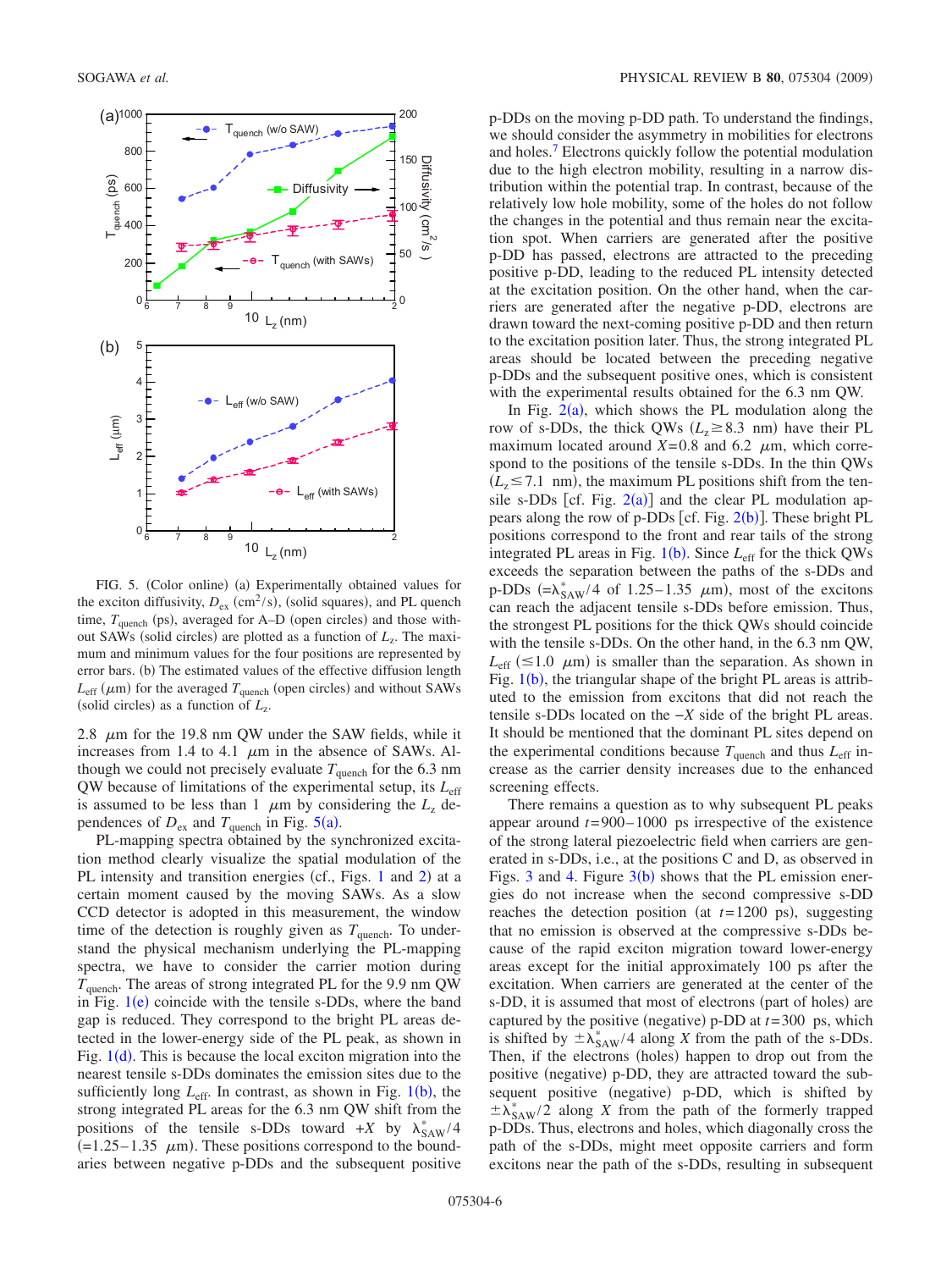FIG. 5. (Color online) (a) Experimentally obtained values for the exciton diffusivity, $D_{ex}$ (cm$^2$/s), (solid squares), and PL quench time, $T_{quench}$ (ps), averaged for A–D (open circles) and those without SAWs (solid circles) are plotted as a function of $L_z$. The maximum and minimum values for the four positions are represented by error bars. (b) The estimated values of the effective diffusion length $L_{eff}$ ($\mu$m) for the averaged $T_{quench}$ (open circles) and without SAWs (solid circles) as a function of $L_z$.

2.8 $\mu$m for the 19.8 nm QW under the SAW fields, while it increases from 1.4 to 4.1 $\mu$m in the absence of SAWs. Although we could not precisely evaluate $T_{quench}$ for the 6.3 nm QW because of limitations of the experimental setup, its $L_{eff}$ is assumed to be less than 1 $\mu$m by considering the $L_z$ dependences of $D_{ex}$ and $T_{quench}$ in Fig. 5(a).

PL-mapping spectra obtained by the synchronized excitation method clearly visualize the spatial modulation of the PL intensity and transition energies (cf., Figs. 1 and 2) at a certain moment caused by the moving SAWs. As a slow CCD detector is adopted in this measurement, the window time of the detection is roughly given as $T_{quench}$. To understand the physical mechanism underlying the PL-mapping spectra, we have to consider the carrier motion during $T_{quench}$. The areas of strong integrated PL for the 9.9 nm QW in Fig. 1(e) coincide with the tensile s-DDs, where the band gap is reduced. They correspond to the bright PL areas detected in the lower-energy side of the PL peak, as shown in Fig. 1(d). This is because the local exciton migration into the nearest tensile s-DDs dominates the emission sites due to the sufficiently long $L_{eff}$. In contrast, as shown in Fig. 1(b), the strong integrated PL areas for the 6.3 nm QW shift from the positions of the tensile s-DDs toward $+X$ by $\lambda^*_{SAW}/4$ (=1.25–1.35 $\mu$m). These positions correspond to the boundaries between negative p-DDs and the subsequent positive p-DDs on the moving p-DD path. To understand the findings, we should consider the asymmetry in mobilities for electrons and holes.[7] Electrons quickly follow the potential modulation due to the high electron mobility, resulting in a narrow distribution within the potential trap. In contrast, because of the relatively low hole mobility, some of the holes do not follow the changes in the potential and thus remain near the excitation spot. When carriers are generated after the positive p-DD has passed, electrons are attracted to the preceding positive p-DD, leading to the reduced PL intensity detected at the excitation position. On the other hand, when the carriers are generated after the negative p-DD, electrons are drawn toward the next-coming positive p-DD and then return to the excitation position later. Thus, the strong integrated PL areas should be located between the preceding negative p-DDs and the subsequent positive ones, which is consistent with the experimental results obtained for the 6.3 nm QW.

In Fig. 2(a), which shows the PL modulation along the row of s-DDs, the thick QWs ($L_z \geq 8.3$ nm) have their PL maximum located around $X$=0.8 and 6.2 $\mu$m, which correspond to the positions of the tensile s-DDs. In the thin QWs ($L_z \leq 7.1$ nm), the maximum PL positions shift from the tensile s-DDs [cf. Fig. 2(a)] and the clear PL modulation appears along the row of p-DDs [cf. Fig. 2(b)]. These bright PL positions correspond to the front and rear tails of the strong integrated PL areas in Fig. 1(b). Since $L_{eff}$ for the thick QWs exceeds the separation between the paths of the s-DDs and p-DDs (=$\lambda^*_{SAW}/4$ of 1.25–1.35 $\mu$m), most of the excitons can reach the adjacent tensile s-DDs before emission. Thus, the strongest PL positions for the thick QWs should coincide with the tensile s-DDs. On the other hand, in the 6.3 nm QW, $L_{eff}$ ($\leq$1.0 $\mu$m) is smaller than the separation. As shown in Fig. 1(b), the triangular shape of the bright PL areas is attributed to the emission from excitons that did not reach the tensile s-DDs located on the $-X$ side of the bright PL areas. It should be mentioned that the dominant PL sites depend on the experimental conditions because $T_{quench}$ and thus $L_{eff}$ increase as the carrier density increases due to the enhanced screening effects.

There remains a question as to why subsequent PL peaks appear around $t$=900–1000 ps irrespective of the existence of the strong lateral piezoelectric field when carriers are generated in s-DDs, i.e., at the positions C and D, as observed in Figs. 3 and 4. Figure 3(b) shows that the PL emission energies do not increase when the second compressive s-DD reaches the detection position (at $t$=1200 ps), suggesting that no emission is observed at the compressive s-DDs because of the rapid exciton migration toward lower-energy areas except for the initial approximately 100 ps after the excitation. When carriers are generated at the center of the s-DD, it is assumed that most of electrons (part of holes) are captured by the positive (negative) p-DD at $t$=300 ps, which is shifted by $\pm\lambda^*_{SAW}/4$ along $X$ from the path of the s-DDs. Then, if the electrons (holes) happen to drop out from the positive (negative) p-DD, they are attracted toward the subsequent positive (negative) p-DD, which is shifted by $\pm\lambda^*_{SAW}/2$ along $X$ from the path of the formerly trapped p-DDs. Thus, electrons and holes, which diagonally cross the path of the s-DDs, might meet opposite carriers and form excitons near the path of the s-DDs, resulting in subsequent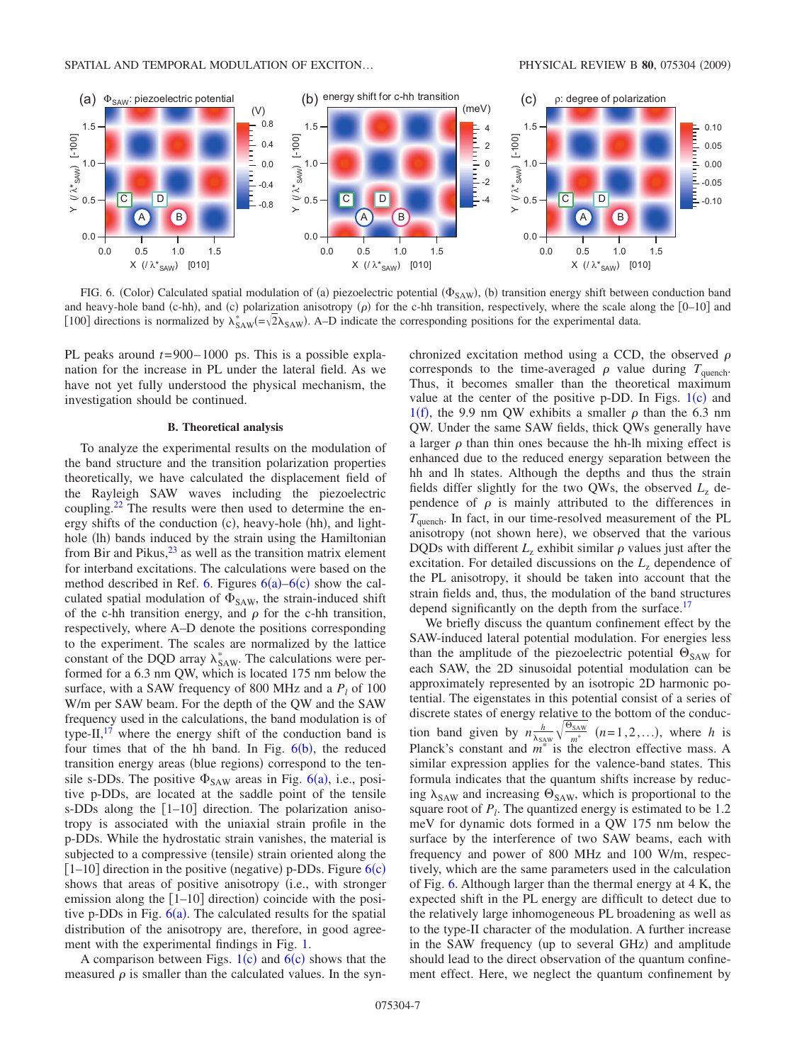FIG. 6. (Color) Calculated spatial modulation of (a) piezoelectric potential ($\Phi_{SAW}$), (b) transition energy shift between conduction band and heavy-hole band (c-hh), and (c) polarization anisotropy ($\rho$) for the c-hh transition, respectively, where the scale along the [0–10] and [100] directions is normalized by $\lambda^*_{SAW}(=\sqrt{2}\lambda_{SAW})$. A–D indicate the corresponding positions for the experimental data.

PL peaks around $t=900$–$1000$ ps. This is a possible explanation for the increase in PL under the lateral field. As we have not yet fully understood the physical mechanism, the investigation should be continued.

### B. Theoretical analysis

To analyze the experimental results on the modulation of the band structure and the transition polarization properties theoretically, we have calculated the displacement field of the Rayleigh SAW waves including the piezoelectric coupling.[22] The results were then used to determine the energy shifts of the conduction (c), heavy-hole (hh), and light-hole (lh) bands induced by the strain using the Hamiltonian from Bir and Pikus,[23] as well as the transition matrix element for interband excitations. The calculations were based on the method described in Ref. 6. Figures 6(a)–6(c) show the calculated spatial modulation of $\Phi_{SAW}$, the strain-induced shift of the c-hh transition energy, and $\rho$ for the c-hh transition, respectively, where A–D denote the positions corresponding to the experiment. The scales are normalized by the lattice constant of the DQD array $\lambda^*_{SAW}$. The calculations were performed for a 6.3 nm QW, which is located 175 nm below the surface, with a SAW frequency of 800 MHz and a $P_l$ of 100 W/m per SAW beam. For the depth of the QW and the SAW frequency used in the calculations, the band modulation is of type-II,[17] where the energy shift of the conduction band is four times that of the hh band. In Fig. 6(b), the reduced transition energy areas (blue regions) correspond to the tensile s-DDs. The positive $\Phi_{SAW}$ areas in Fig. 6(a), i.e., positive p-DDs, are located at the saddle point of the tensile s-DDs along the [1–10] direction. The polarization anisotropy is associated with the uniaxial strain profile in the p-DDs. While the hydrostatic strain vanishes, the material is subjected to a compressive (tensile) strain oriented along the [1–10] direction in the positive (negative) p-DDs. Figure 6(c) shows that areas of positive anisotropy (i.e., with stronger emission along the [1–10] direction) coincide with the positive p-DDs in Fig. 6(a). The calculated results for the spatial distribution of the anisotropy are, therefore, in good agreement with the experimental findings in Fig. 1.

A comparison between Figs. 1(c) and 6(c) shows that the measured $\rho$ is smaller than the calculated values. In the synchronized excitation method using a CCD, the observed $\rho$ corresponds to the time-averaged $\rho$ value during $T_{quench}$. Thus, it becomes smaller than the theoretical maximum value at the center of the positive p-DD. In Figs. 1(c) and 1(f), the 9.9 nm QW exhibits a smaller $\rho$ than the 6.3 nm QW. Under the same SAW fields, thick QWs generally have a larger $\rho$ than thin ones because the hh-lh mixing effect is enhanced due to the reduced energy separation between the hh and lh states. Although the depths and thus the strain fields differ slightly for the two QWs, the observed $L_z$ dependence of $\rho$ is mainly attributed to the differences in $T_{quench}$. In fact, in our time-resolved measurement of the PL anisotropy (not shown here), we observed that the various DQDs with different $L_z$ exhibit similar $\rho$ values just after the excitation. For detailed discussions on the $L_z$ dependence of the PL anisotropy, it should be taken into account that the strain fields and, thus, the modulation of the band structures depend significantly on the depth from the surface.[17]

We briefly discuss the quantum confinement effect by the SAW-induced lateral potential modulation. For energies less than the amplitude of the piezoelectric potential $\Theta_{SAW}$ for each SAW, the 2D sinusoidal potential modulation can be approximately represented by an isotropic 2D harmonic potential. The eigenstates in this potential consist of a series of discrete states of energy relative to the bottom of the conduction band given by $n\frac{h}{\lambda_{SAW}}\sqrt{\frac{\Theta_{SAW}}{m^*}}$ $(n=1,2,\ldots)$, where $h$ is Planck's constant and $m^*$ is the electron effective mass. A similar expression applies for the valence-band states. This formula indicates that the quantum shifts increase by reducing $\lambda_{SAW}$ and increasing $\Theta_{SAW}$, which is proportional to the square root of $P_l$. The quantized energy is estimated to be 1.2 meV for dynamic dots formed in a QW 175 nm below the surface by the interference of two SAW beams, each with frequency and power of 800 MHz and 100 W/m, respectively, which are the same parameters used in the calculation of Fig. 6. Although larger than the thermal energy at 4 K, the expected shift in the PL energy are difficult to detect due to the relatively large inhomogeneous PL broadening as well as to the type-II character of the modulation. A further increase in the SAW frequency (up to several GHz) and amplitude should lead to the direct observation of the quantum confinement effect. Here, we neglect the quantum confinement by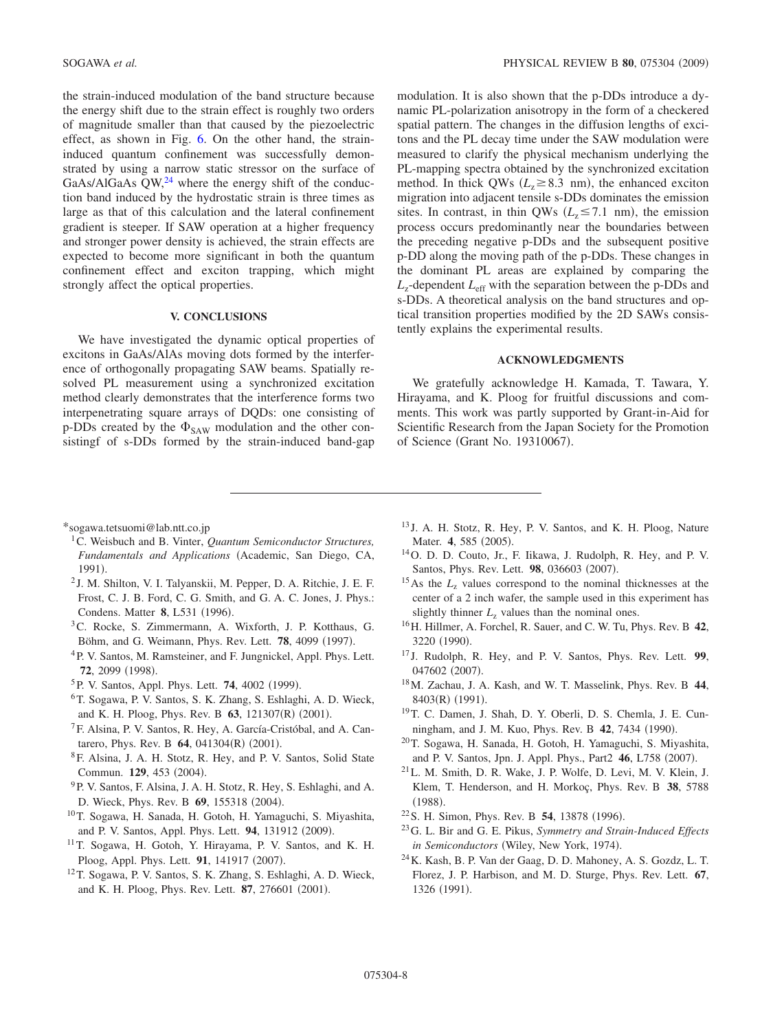the strain-induced modulation of the band structure because the energy shift due to the strain effect is roughly two orders of magnitude smaller than that caused by the piezoelectric effect, as shown in Fig. 6. On the other hand, the strain-induced quantum confinement was successfully demonstrated by using a narrow static stressor on the surface of GaAs/AlGaAs QW,[24] where the energy shift of the conduction band induced by the hydrostatic strain is three times as large as that of this calculation and the lateral confinement gradient is steeper. If SAW operation at a higher frequency and stronger power density is achieved, the strain effects are expected to become more significant in both the quantum confinement effect and exciton trapping, which might strongly affect the optical properties.

## V. CONCLUSIONS

We have investigated the dynamic optical properties of excitons in GaAs/AlAs moving dots formed by the interference of orthogonally propagating SAW beams. Spatially resolved PL measurement using a synchronized excitation method clearly demonstrates that the interference forms two interpenetrating square arrays of DQDs: one consisting of p-DDs created by the $\Phi_{SAW}$ modulation and the other consistingf of s-DDs formed by the strain-induced band-gap modulation. It is also shown that the p-DDs introduce a dynamic PL-polarization anisotropy in the form of a checkered spatial pattern. The changes in the diffusion lengths of excitons and the PL decay time under the SAW modulation were measured to clarify the physical mechanism underlying the PL-mapping spectra obtained by the synchronized excitation method. In thick QWs ($L_z \geq 8.3$ nm), the enhanced exciton migration into adjacent tensile s-DDs dominates the emission sites. In contrast, in thin QWs ($L_z \leq 7.1$ nm), the emission process occurs predominantly near the boundaries between the preceding negative p-DDs and the subsequent positive p-DD along the moving path of the p-DDs. These changes in the dominant PL areas are explained by comparing the $L_z$-dependent $L_{\mathrm{eff}}$ with the separation between the p-DDs and s-DDs. A theoretical analysis on the band structures and optical transition properties modified by the 2D SAWs consistently explains the experimental results.

## ACKNOWLEDGMENTS

We gratefully acknowledge H. Kamada, T. Tawara, Y. Hirayama, and K. Ploog for fruitful discussions and comments. This work was partly supported by Grant-in-Aid for Scientific Research from the Japan Society for the Promotion of Science (Grant No. 19310067).

---

*sogawa.tetsuomi@lab.ntt.co.jp

[1] C. Weisbuch and B. Vinter, *Quantum Semiconductor Structures, Fundamentals and Applications* (Academic, San Diego, CA, 1991).

[2] J. M. Shilton, V. I. Talyanskii, M. Pepper, D. A. Ritchie, J. E. F. Frost, C. J. B. Ford, C. G. Smith, and G. A. C. Jones, J. Phys.: Condens. Matter **8**, L531 (1996).

[3] C. Rocke, S. Zimmermann, A. Wixforth, J. P. Kotthaus, G. Böhm, and G. Weimann, Phys. Rev. Lett. **78**, 4099 (1997).

[4] P. V. Santos, M. Ramsteiner, and F. Jungnickel, Appl. Phys. Lett. **72**, 2099 (1998).

[5] P. V. Santos, Appl. Phys. Lett. **74**, 4002 (1999).

[6] T. Sogawa, P. V. Santos, S. K. Zhang, S. Eshlaghi, A. D. Wieck, and K. H. Ploog, Phys. Rev. B **63**, 121307(R) (2001).

[7] F. Alsina, P. V. Santos, R. Hey, A. García-Cristóbal, and A. Cantarero, Phys. Rev. B **64**, 041304(R) (2001).

[8] F. Alsina, J. A. H. Stotz, R. Hey, and P. V. Santos, Solid State Commun. **129**, 453 (2004).

[9] P. V. Santos, F. Alsina, J. A. H. Stotz, R. Hey, S. Eshlaghi, and A. D. Wieck, Phys. Rev. B **69**, 155318 (2004).

[10] T. Sogawa, H. Sanada, H. Gotoh, H. Yamaguchi, S. Miyashita, and P. V. Santos, Appl. Phys. Lett. **94**, 131912 (2009).

[11] T. Sogawa, H. Gotoh, Y. Hirayama, P. V. Santos, and K. H. Ploog, Appl. Phys. Lett. **91**, 141917 (2007).

[12] T. Sogawa, P. V. Santos, S. K. Zhang, S. Eshlaghi, A. D. Wieck, and K. H. Ploog, Phys. Rev. Lett. **87**, 276601 (2001).

[13] J. A. H. Stotz, R. Hey, P. V. Santos, and K. H. Ploog, Nature Mater. **4**, 585 (2005).

[14] O. D. D. Couto, Jr., F. Iikawa, J. Rudolph, R. Hey, and P. V. Santos, Phys. Rev. Lett. **98**, 036603 (2007).

[15] As the $L_z$ values correspond to the nominal thicknesses at the center of a 2 inch wafer, the sample used in this experiment has slightly thinner $L_z$ values than the nominal ones.

[16] H. Hillmer, A. Forchel, R. Sauer, and C. W. Tu, Phys. Rev. B **42**, 3220 (1990).

[17] J. Rudolph, R. Hey, and P. V. Santos, Phys. Rev. Lett. **99**, 047602 (2007).

[18] M. Zachau, J. A. Kash, and W. T. Masselink, Phys. Rev. B **44**, 8403(R) (1991).

[19] T. C. Damen, J. Shah, D. Y. Oberli, D. S. Chemla, J. E. Cunningham, and J. M. Kuo, Phys. Rev. B **42**, 7434 (1990).

[20] T. Sogawa, H. Sanada, H. Gotoh, H. Yamaguchi, S. Miyashita, and P. V. Santos, Jpn. J. Appl. Phys., Part2 **46**, L758 (2007).

[21] L. M. Smith, D. R. Wake, J. P. Wolfe, D. Levi, M. V. Klein, J. Klem, T. Henderson, and H. Morkoç, Phys. Rev. B **38**, 5788 (1988).

[22] S. H. Simon, Phys. Rev. B **54**, 13878 (1996).

[23] G. L. Bir and G. E. Pikus, *Symmetry and Strain-Induced Effects in Semiconductors* (Wiley, New York, 1974).

[24] K. Kash, B. P. Van der Gaag, D. D. Mahoney, A. S. Gozdz, L. T. Florez, J. P. Harbison, and M. D. Sturge, Phys. Rev. Lett. **67**, 1326 (1991).